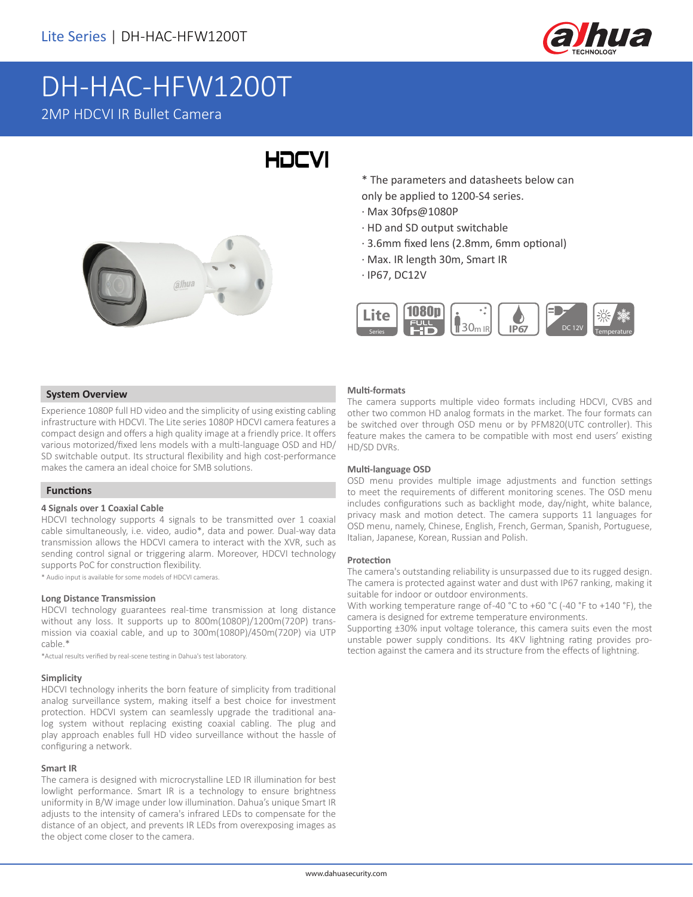Lite Series | DH-HAC-HFW1200T

# DH-HAC-HFW1200T

2MP HDCVI IR Bullet Camera

HDCVI

* The parameters and datasheets below can only be applied to 1200-S4 series.

- Max 30fps@1080P
- HD and SD output switchable
- 3.6mm fixed lens (2.8mm, 6mm optional)
- Max. IR length 30m, Smart IR
- IP67, DC12V

## System Overview

Experience 1080P full HD video and the simplicity of using existing cabling infrastructure with HDCVI. The Lite series 1080P HDCVI camera features a compact design and offers a high quality image at a friendly price. It offers various motorized/fixed lens models with a multi-language OSD and HD/SD switchable output. Its structural flexibility and high cost-performance makes the camera an ideal choice for SMB solutions.

## Functions

### 4 Signals over 1 Coaxial Cable

HDCVI technology supports 4 signals to be transmitted over 1 coaxial cable simultaneously, i.e. video, audio*, data and power. Dual-way data transmission allows the HDCVI camera to interact with the XVR, such as sending control signal or triggering alarm. Moreover, HDCVI technology supports PoC for construction flexibility.

* Audio input is available for some models of HDCVI cameras.

### Long Distance Transmission

HDCVI technology guarantees real-time transmission at long distance without any loss. It supports up to 800m(1080P)/1200m(720P) transmission via coaxial cable, and up to 300m(1080P)/450m(720P) via UTP cable.*

*Actual results verified by real-scene testing in Dahua's test laboratory.

### Simplicity

HDCVI technology inherits the born feature of simplicity from traditional analog surveillance system, making itself a best choice for investment protection. HDCVI system can seamlessly upgrade the traditional analog system without replacing existing coaxial cabling. The plug and play approach enables full HD video surveillance without the hassle of configuring a network.

### Smart IR

The camera is designed with microcrystalline LED IR illumination for best lowlight performance. Smart IR is a technology to ensure brightness uniformity in B/W image under low illumination. Dahua's unique Smart IR adjusts to the intensity of camera's infrared LEDs to compensate for the distance of an object, and prevents IR LEDs from overexposing images as the object come closer to the camera.

### Multi-formats

The camera supports multiple video formats including HDCVI, CVBS and other two common HD analog formats in the market. The four formats can be switched over through OSD menu or by PFM820(UTC controller). This feature makes the camera to be compatible with most end users' existing HD/SD DVRs.

### Multi-language OSD

OSD menu provides multiple image adjustments and function settings to meet the requirements of different monitoring scenes. The OSD menu includes configurations such as backlight mode, day/night, white balance, privacy mask and motion detect. The camera supports 11 languages for OSD menu, namely, Chinese, English, French, German, Spanish, Portuguese, Italian, Japanese, Korean, Russian and Polish.

### Protection

The camera's outstanding reliability is unsurpassed due to its rugged design. The camera is protected against water and dust with IP67 ranking, making it suitable for indoor or outdoor environments.

With working temperature range of-40 °C to +60 °C (-40 °F to +140 °F), the camera is designed for extreme temperature environments.

Supporting ±30% input voltage tolerance, this camera suits even the most unstable power supply conditions. Its 4KV lightning rating provides protection against the camera and its structure from the effects of lightning.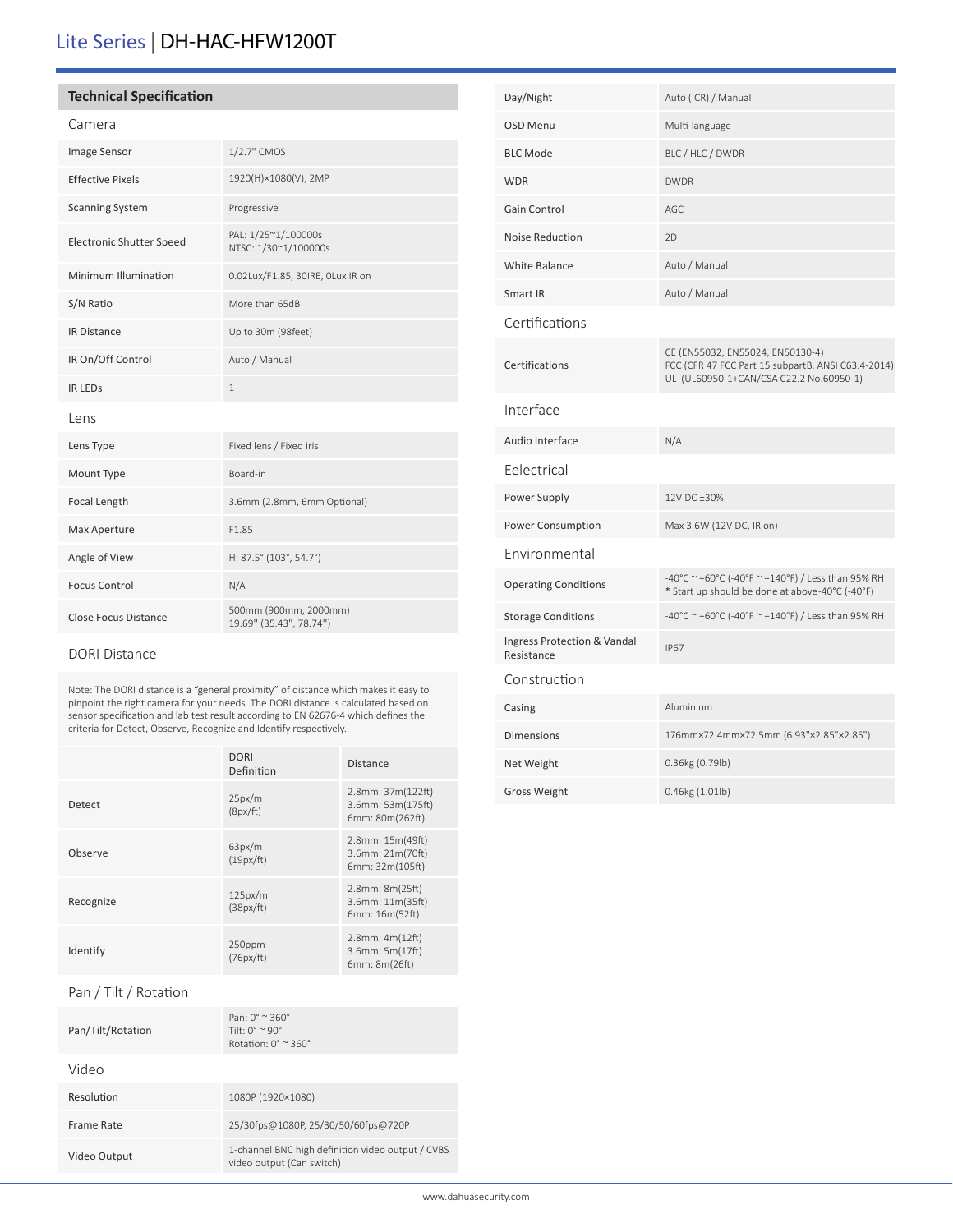# Lite Series | DH-HAC-HFW1200T

## Technical Specification

### Camera

| | |
|---|---|
| Image Sensor | 1/2.7" CMOS |
| Effective Pixels | 1920(H)×1080(V), 2MP |
| Scanning System | Progressive |
| Electronic Shutter Speed | PAL: 1/25~1/100000s<br>NTSC: 1/30~1/100000s |
| Minimum Illumination | 0.02Lux/F1.85, 30IRE, 0Lux IR on |
| S/N Ratio | More than 65dB |
| IR Distance | Up to 30m (98feet) |
| IR On/Off Control | Auto / Manual |
| IR LEDs | 1 |

### Lens

| | |
|---|---|
| Lens Type | Fixed lens / Fixed iris |
| Mount Type | Board-in |
| Focal Length | 3.6mm (2.8mm, 6mm Optional) |
| Max Aperture | F1.85 |
| Angle of View | H: 87.5° (103°, 54.7°) |
| Focus Control | N/A |
| Close Focus Distance | 500mm (900mm, 2000mm)<br>19.69" (35.43", 78.74") |

### DORI Distance

Note: The DORI distance is a "general proximity" of distance which makes it easy to pinpoint the right camera for your needs. The DORI distance is calculated based on sensor specification and lab test result according to EN 62676-4 which defines the criteria for Detect, Observe, Recognize and Identify respectively.

| | DORI Definition | Distance |
|---|---|---|
| Detect | 25px/m<br>(8px/ft) | 2.8mm: 37m(122ft)<br>3.6mm: 53m(175ft)<br>6mm: 80m(262ft) |
| Observe | 63px/m<br>(19px/ft) | 2.8mm: 15m(49ft)<br>3.6mm: 21m(70ft)<br>6mm: 32m(105ft) |
| Recognize | 125px/m<br>(38px/ft) | 2.8mm: 8m(25ft)<br>3.6mm: 11m(35ft)<br>6mm: 16m(52ft) |
| Identify | 250ppm<br>(76px/ft) | 2.8mm: 4m(12ft)<br>3.6mm: 5m(17ft)<br>6mm: 8m(26ft) |

### Pan / Tilt / Rotation

| | |
|---|---|
| Pan/Tilt/Rotation | Pan: 0° ~ 360°<br>Tilt: 0° ~ 90°<br>Rotation: 0° ~ 360° |

### Video

| | |
|---|---|
| Resolution | 1080P (1920×1080) |
| Frame Rate | 25/30fps@1080P, 25/30/50/60fps@720P |
| Video Output | 1-channel BNC high definition video output / CVBS video output (Can switch) |
| Day/Night | Auto (ICR) / Manual |
| OSD Menu | Multi-language |
| BLC Mode | BLC / HLC / DWDR |
| WDR | DWDR |
| Gain Control | AGC |
| Noise Reduction | 2D |
| White Balance | Auto / Manual |
| Smart IR | Auto / Manual |

### Certifications

| | |
|---|---|
| Certifications | CE (EN55032, EN55024, EN50130-4)<br>FCC (CFR 47 FCC Part 15 subpartB, ANSI C63.4-2014)<br>UL (UL60950-1+CAN/CSA C22.2 No.60950-1) |

### Interface

| | |
|---|---|
| Audio Interface | N/A |

### Eelectrical

| | |
|---|---|
| Power Supply | 12V DC ±30% |
| Power Consumption | Max 3.6W (12V DC, IR on) |

### Environmental

| | |
|---|---|
| Operating Conditions | -40°C ~ +60°C (-40°F ~ +140°F) / Less than 95% RH<br>* Start up should be done at above-40°C (-40°F) |
| Storage Conditions | -40°C ~ +60°C (-40°F ~ +140°F) / Less than 95% RH |
| Ingress Protection & Vandal Resistance | IP67 |

### Construction

| | |
|---|---|
| Casing | Aluminium |
| Dimensions | 176mm×72.4mm×72.5mm (6.93"×2.85"×2.85") |
| Net Weight | 0.36kg (0.79lb) |
| Gross Weight | 0.46kg (1.01lb) |

www.dahuasecurity.com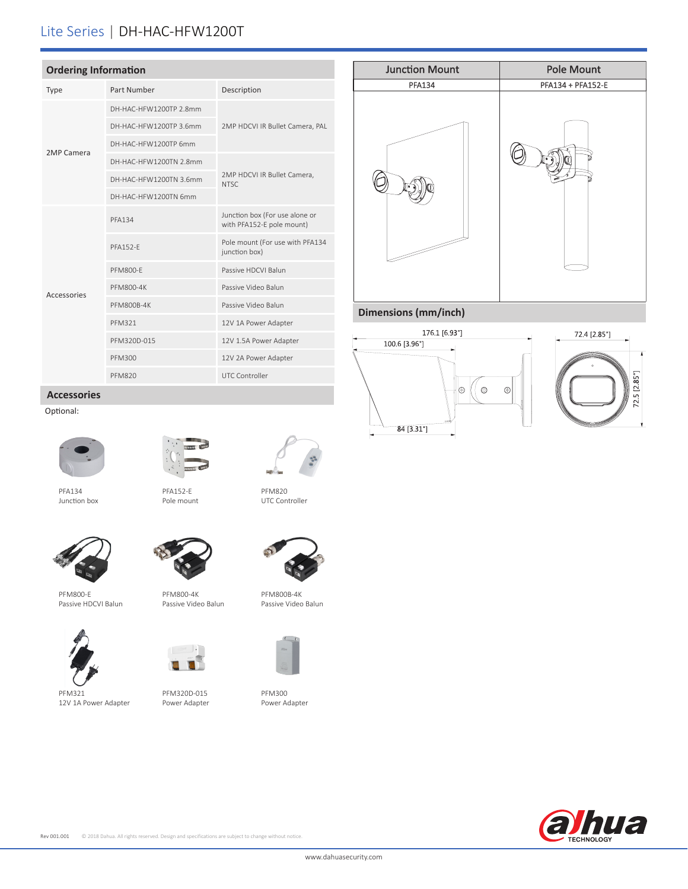# Lite Series | DH-HAC-HFW1200T

## Ordering Information

| Type | Part Number | Description |
|---|---|---|
| 2MP Camera | DH-HAC-HFW1200TP 2.8mm | 2MP HDCVI IR Bullet Camera, PAL |
| | DH-HAC-HFW1200TP 3.6mm | |
| | DH-HAC-HFW1200TP 6mm | |
| | DH-HAC-HFW1200TN 2.8mm | 2MP HDCVI IR Bullet Camera, NTSC |
| | DH-HAC-HFW1200TN 3.6mm | |
| | DH-HAC-HFW1200TN 6mm | |
| Accessories | PFA134 | Junction box (For use alone or with PFA152-E pole mount) |
| | PFA152-E | Pole mount (For use with PFA134 junction box) |
| | PFM800-E | Passive HDCVI Balun |
| | PFM800-4K | Passive Video Balun |
| | PFM800B-4K | Passive Video Balun |
| | PFM321 | 12V 1A Power Adapter |
| | PFM320D-015 | 12V 1.5A Power Adapter |
| | PFM300 | 12V 2A Power Adapter |
| | PFM820 | UTC Controller |

| Junction Mount | Pole Mount |
|---|---|
| PFA134 | PFA134 + PFA152-E |

## Dimensions (mm/inch)

176.1 [6.93"]

100.6 [3.96"]

84 [3.31"]

72.4 [2.85"]

72.5 [2.85"]

## Accessories

Optional:

PFA134
Junction box

PFA152-E
Pole mount

PFM820
UTC Controller

PFM800-E
Passive HDCVI Balun

PFM800-4K
Passive Video Balun

PFM800B-4K
Passive Video Balun

PFM321
12V 1A Power Adapter

PFM320D-015
Power Adapter

PFM300
Power Adapter

Rev 001.001 © 2018 Dahua. All rights reserved. Design and specifications are subject to change without notice.

www.dahuasecurity.com